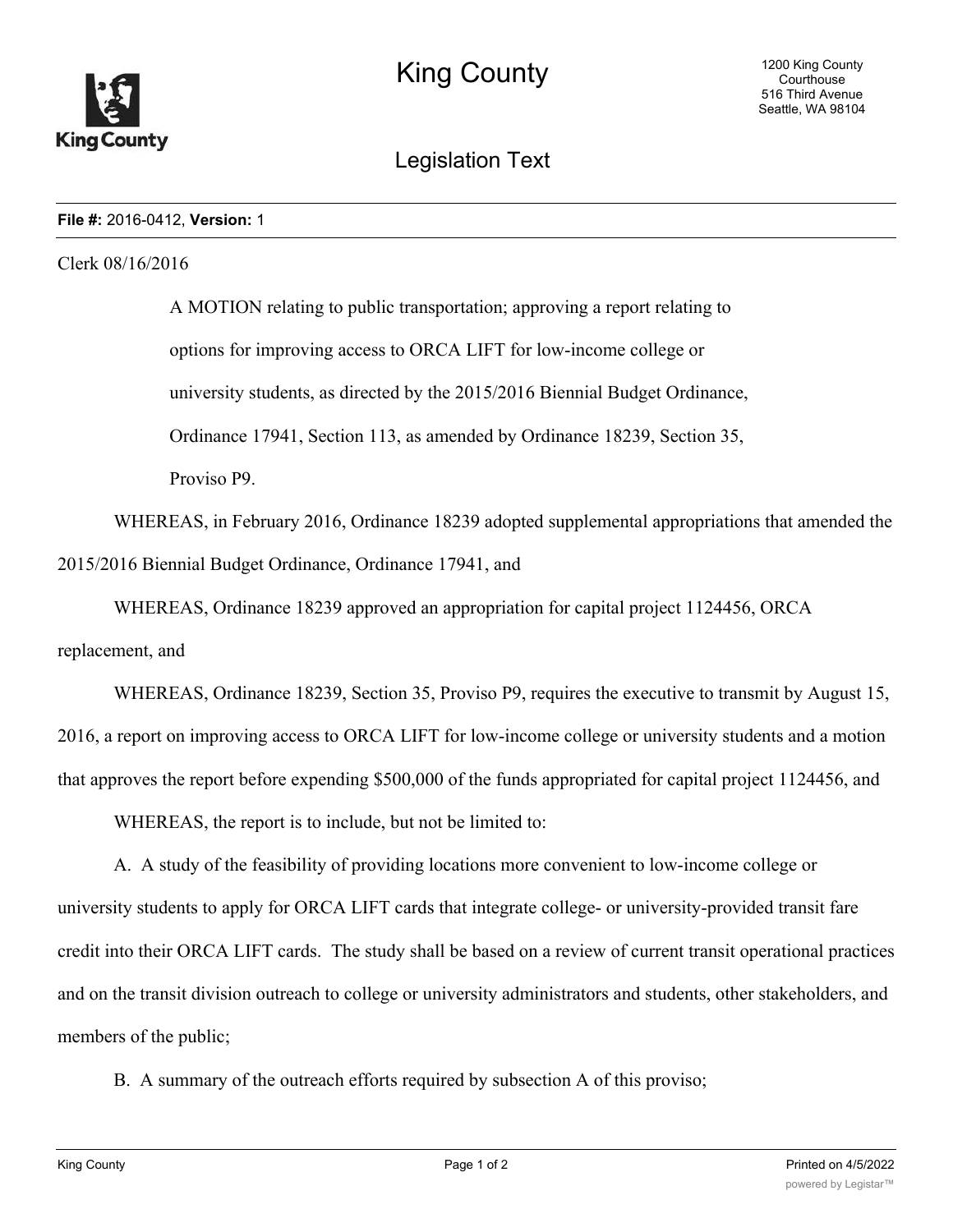# King County

1200 King County Courthouse
516 Third Avenue
Seattle, WA 98104

## Legislation Text

**File #:** 2016-0412, **Version:** 1

Clerk 08/16/2016

A MOTION relating to public transportation; approving a report relating to options for improving access to ORCA LIFT for low-income college or university students, as directed by the 2015/2016 Biennial Budget Ordinance, Ordinance 17941, Section 113, as amended by Ordinance 18239, Section 35, Proviso P9.

WHEREAS, in February 2016, Ordinance 18239 adopted supplemental appropriations that amended the 2015/2016 Biennial Budget Ordinance, Ordinance 17941, and

WHEREAS, Ordinance 18239 approved an appropriation for capital project 1124456, ORCA replacement, and

WHEREAS, Ordinance 18239, Section 35, Proviso P9, requires the executive to transmit by August 15, 2016, a report on improving access to ORCA LIFT for low-income college or university students and a motion that approves the report before expending $500,000 of the funds appropriated for capital project 1124456, and

WHEREAS, the report is to include, but not be limited to:

A. A study of the feasibility of providing locations more convenient to low-income college or university students to apply for ORCA LIFT cards that integrate college- or university-provided transit fare credit into their ORCA LIFT cards. The study shall be based on a review of current transit operational practices and on the transit division outreach to college or university administrators and students, other stakeholders, and members of the public;

B. A summary of the outreach efforts required by subsection A of this proviso;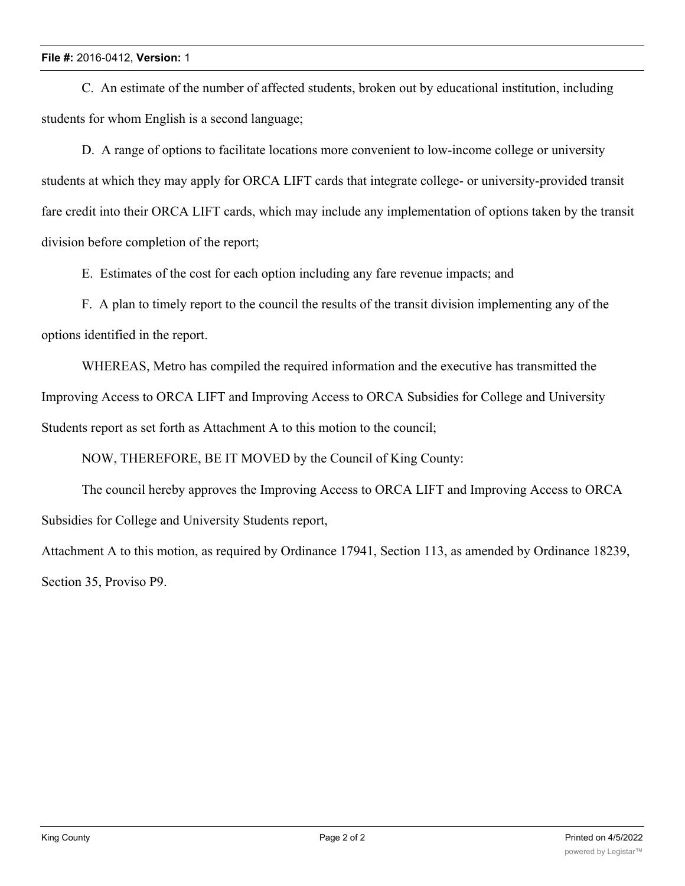C. An estimate of the number of affected students, broken out by educational institution, including students for whom English is a second language;

D. A range of options to facilitate locations more convenient to low-income college or university students at which they may apply for ORCA LIFT cards that integrate college- or university-provided transit fare credit into their ORCA LIFT cards, which may include any implementation of options taken by the transit division before completion of the report;

E. Estimates of the cost for each option including any fare revenue impacts; and

F. A plan to timely report to the council the results of the transit division implementing any of the options identified in the report.

WHEREAS, Metro has compiled the required information and the executive has transmitted the Improving Access to ORCA LIFT and Improving Access to ORCA Subsidies for College and University Students report as set forth as Attachment A to this motion to the council;

NOW, THEREFORE, BE IT MOVED by the Council of King County:

The council hereby approves the Improving Access to ORCA LIFT and Improving Access to ORCA Subsidies for College and University Students report,

Attachment A to this motion, as required by Ordinance 17941, Section 113, as amended by Ordinance 18239, Section 35, Proviso P9.